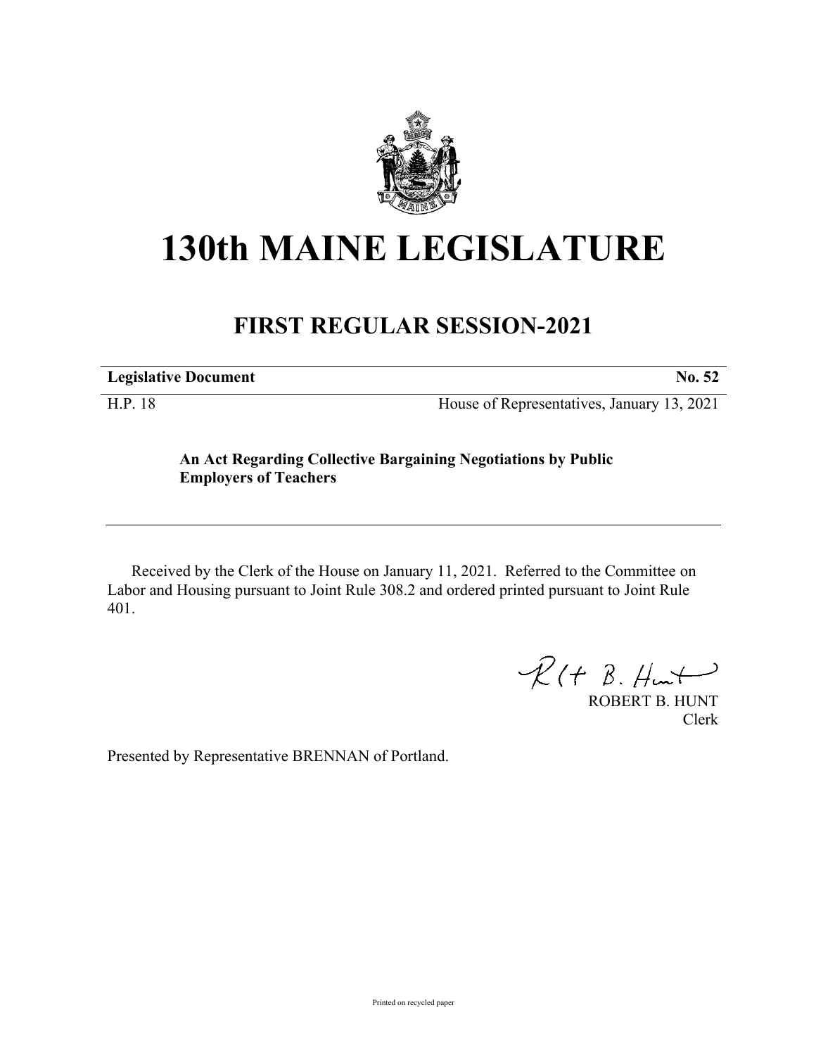# 130th MAINE LEGISLATURE

## FIRST REGULAR SESSION-2021

| **Legislative Document** | **No. 52** |
|---|---|
| H.P. 18 | House of Representatives, January 13, 2021 |

**An Act Regarding Collective Bargaining Negotiations by Public Employers of Teachers**

Received by the Clerk of the House on January 11, 2021. Referred to the Committee on Labor and Housing pursuant to Joint Rule 308.2 and ordered printed pursuant to Joint Rule 401.

ROBERT B. HUNT
Clerk

Presented by Representative BRENNAN of Portland.

Printed on recycled paper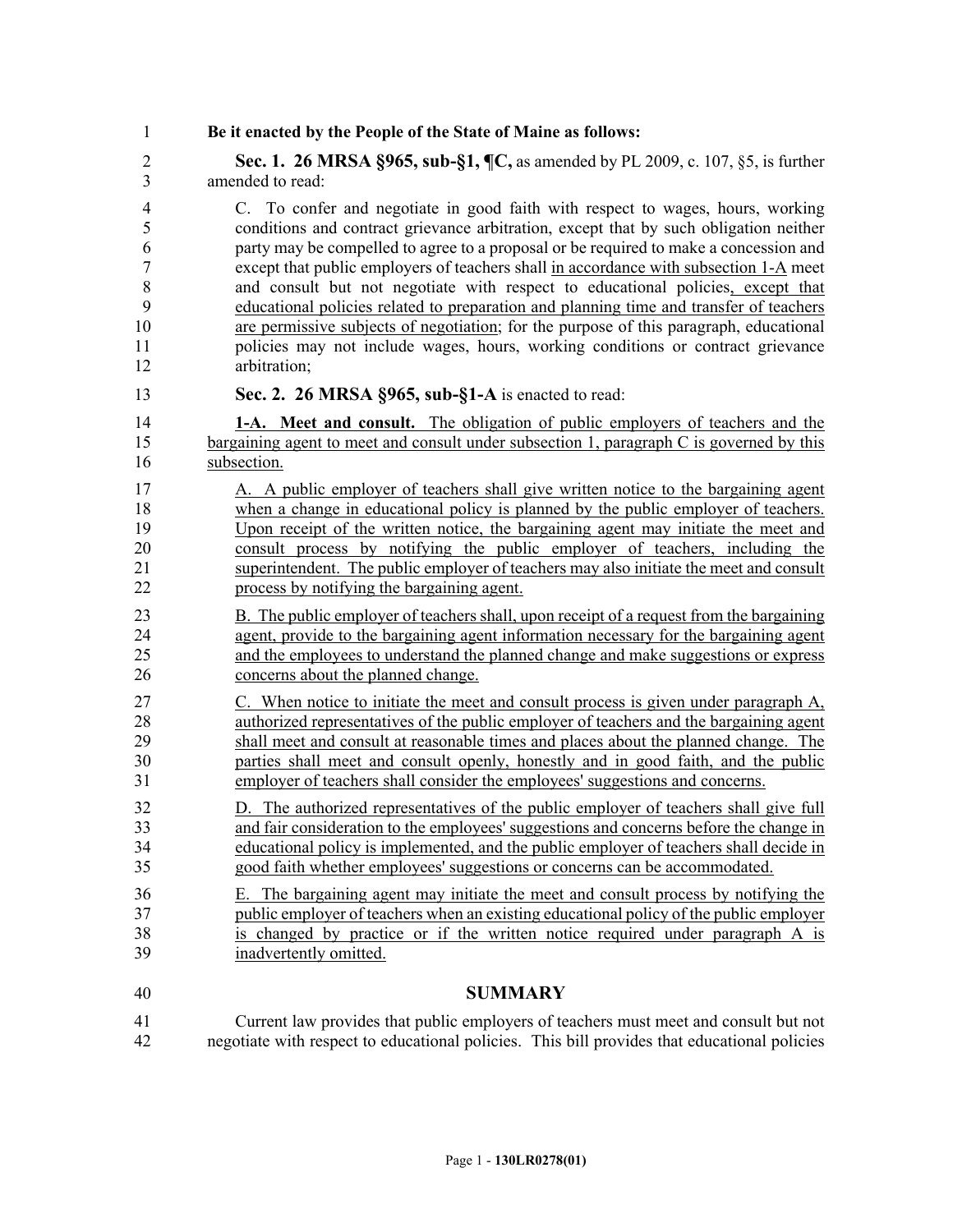**Be it enacted by the People of the State of Maine as follows:**

**Sec. 1. 26 MRSA §965, sub-§1, ¶C,** as amended by PL 2009, c. 107, §5, is further amended to read:

C. To confer and negotiate in good faith with respect to wages, hours, working conditions and contract grievance arbitration, except that by such obligation neither party may be compelled to agree to a proposal or be required to make a concession and except that public employers of teachers shall in accordance with subsection 1-A meet and consult but not negotiate with respect to educational policies, except that educational policies related to preparation and planning time and transfer of teachers are permissive subjects of negotiation; for the purpose of this paragraph, educational policies may not include wages, hours, working conditions or contract grievance arbitration;

**Sec. 2. 26 MRSA §965, sub-§1-A** is enacted to read:

**1-A. Meet and consult.** The obligation of public employers of teachers and the bargaining agent to meet and consult under subsection 1, paragraph C is governed by this subsection.

A. A public employer of teachers shall give written notice to the bargaining agent when a change in educational policy is planned by the public employer of teachers. Upon receipt of the written notice, the bargaining agent may initiate the meet and consult process by notifying the public employer of teachers, including the superintendent. The public employer of teachers may also initiate the meet and consult process by notifying the bargaining agent.

B. The public employer of teachers shall, upon receipt of a request from the bargaining agent, provide to the bargaining agent information necessary for the bargaining agent and the employees to understand the planned change and make suggestions or express concerns about the planned change.

C. When notice to initiate the meet and consult process is given under paragraph A, authorized representatives of the public employer of teachers and the bargaining agent shall meet and consult at reasonable times and places about the planned change. The parties shall meet and consult openly, honestly and in good faith, and the public employer of teachers shall consider the employees' suggestions and concerns.

D. The authorized representatives of the public employer of teachers shall give full and fair consideration to the employees' suggestions and concerns before the change in educational policy is implemented, and the public employer of teachers shall decide in good faith whether employees' suggestions or concerns can be accommodated.

E. The bargaining agent may initiate the meet and consult process by notifying the public employer of teachers when an existing educational policy of the public employer is changed by practice or if the written notice required under paragraph A is inadvertently omitted.

## SUMMARY

Current law provides that public employers of teachers must meet and consult but not negotiate with respect to educational policies. This bill provides that educational policies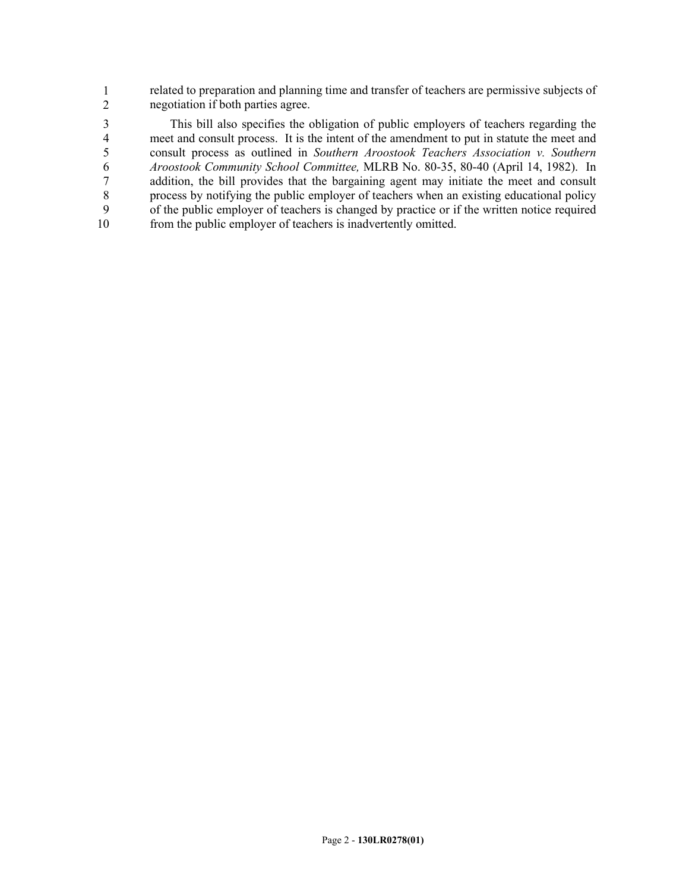related to preparation and planning time and transfer of teachers are permissive subjects of negotiation if both parties agree.

This bill also specifies the obligation of public employers of teachers regarding the meet and consult process. It is the intent of the amendment to put in statute the meet and consult process as outlined in *Southern Aroostook Teachers Association v. Southern Aroostook Community School Committee,* MLRB No. 80-35, 80-40 (April 14, 1982). In addition, the bill provides that the bargaining agent may initiate the meet and consult process by notifying the public employer of teachers when an existing educational policy of the public employer of teachers is changed by practice or if the written notice required from the public employer of teachers is inadvertently omitted.